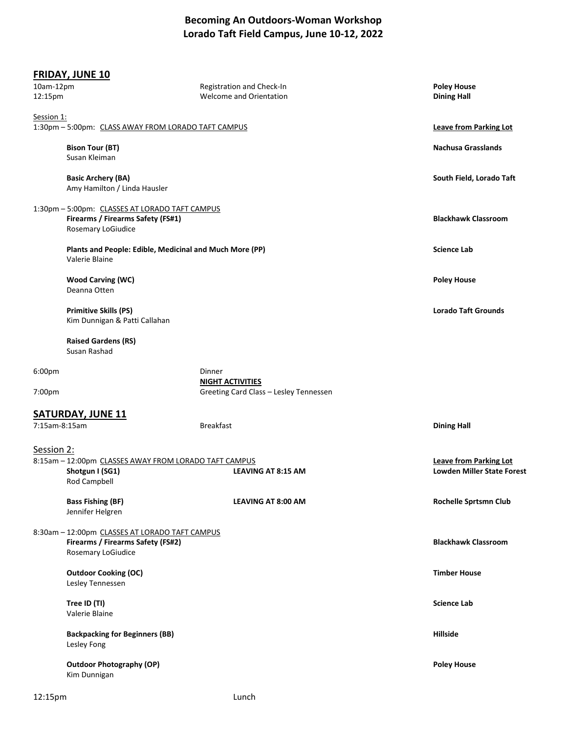# Becoming An Outdoors-Woman Workshop
## Lorado Taft Field Campus, June 10-12, 2022

## FRIDAY, JUNE 10

| | | |
|---|---|---|
| 10am-12pm | Registration and Check-In | **Poley House** |
| 12:15pm | Welcome and Orientation | **Dining Hall** |

Session 1:

1:30pm – 5:00pm: CLASS AWAY FROM LORADO TAFT CAMPUS — **Leave from Parking Lot**

**Bison Tour (BT)** — **Nachusa Grasslands**
Susan Kleiman

**Basic Archery (BA)** — **South Field, Lorado Taft**
Amy Hamilton / Linda Hausler

1:30pm – 5:00pm: CLASSES AT LORADO TAFT CAMPUS

**Firearms / Firearms Safety (FS#1)** — **Blackhawk Classroom**
Rosemary LoGiudice

**Plants and People: Edible, Medicinal and Much More (PP)** — **Science Lab**
Valerie Blaine

**Wood Carving (WC)** — **Poley House**
Deanna Otten

**Primitive Skills (PS)** — **Lorado Taft Grounds**
Kim Dunnigan & Patti Callahan

**Raised Gardens (RS)**
Susan Rashad

| | |
|---|---|
| 6:00pm | Dinner |
| | **NIGHT ACTIVITIES** |
| 7:00pm | Greeting Card Class – Lesley Tennessen |

## SATURDAY, JUNE 11

| | | |
|---|---|---|
| 7:15am-8:15am | Breakfast | **Dining Hall** |

Session 2:

8:15am – 12:00pm CLASSES AWAY FROM LORADO TAFT CAMPUS — **Leave from Parking Lot**

**Shotgun I (SG1)** — **LEAVING AT 8:15 AM** — **Lowden Miller State Forest**
Rod Campbell

**Bass Fishing (BF)** — **LEAVING AT 8:00 AM** — **Rochelle Sprtsmn Club**
Jennifer Helgren

8:30am – 12:00pm CLASSES AT LORADO TAFT CAMPUS

**Firearms / Firearms Safety (FS#2)** — **Blackhawk Classroom**
Rosemary LoGiudice

**Outdoor Cooking (OC)** — **Timber House**
Lesley Tennessen

**Tree ID (TI)** — **Science Lab**
Valerie Blaine

**Backpacking for Beginners (BB)** — **Hillside**
Lesley Fong

**Outdoor Photography (OP)** — **Poley House**
Kim Dunnigan

| | |
|---|---|
| 12:15pm | Lunch |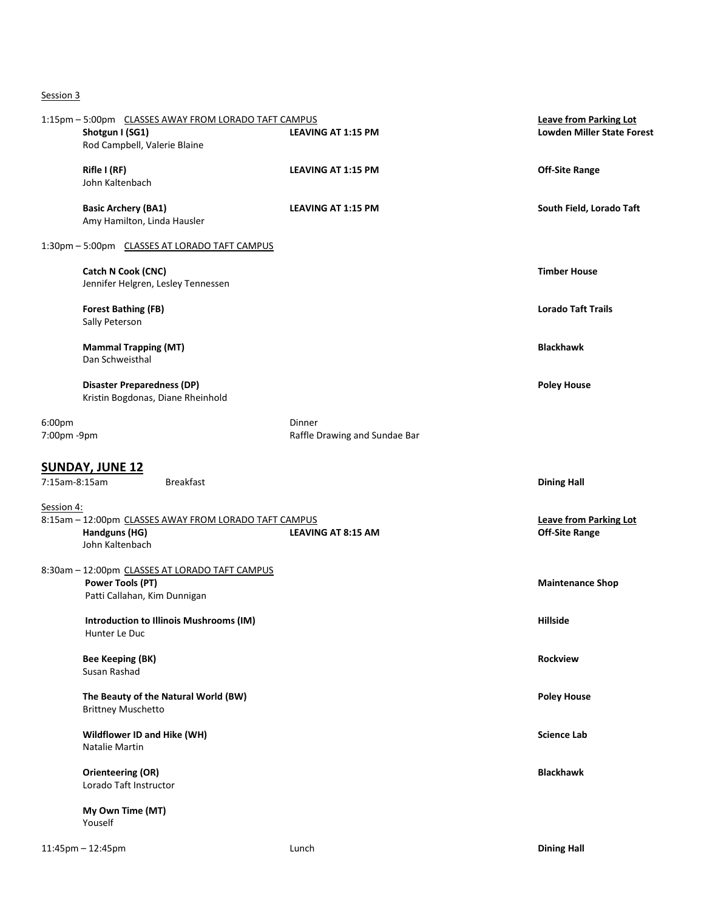Session 3

1:15pm – 5:00pm CLASSES AWAY FROM LORADO TAFT CAMPUS — **Leave from Parking Lot**

**Shotgun I (SG1)** — **LEAVING AT 1:15 PM** — **Lowden Miller State Forest**
Rod Campbell, Valerie Blaine

**Rifle I (RF)** — **LEAVING AT 1:15 PM** — **Off-Site Range**
John Kaltenbach

**Basic Archery (BA1)** — **LEAVING AT 1:15 PM** — **South Field, Lorado Taft**
Amy Hamilton, Linda Hausler

1:30pm – 5:00pm CLASSES AT LORADO TAFT CAMPUS

**Catch N Cook (CNC)** — **Timber House**
Jennifer Helgren, Lesley Tennessen

**Forest Bathing (FB)** — **Lorado Taft Trails**
Sally Peterson

**Mammal Trapping (MT)** — **Blackhawk**
Dan Schweisthal

**Disaster Preparedness (DP)** — **Poley House**
Kristin Bogdonas, Diane Rheinhold

6:00pm — Dinner
7:00pm -9pm — Raffle Drawing and Sundae Bar

## SUNDAY, JUNE 12

7:15am-8:15am — Breakfast — **Dining Hall**

Session 4:

8:15am – 12:00pm CLASSES AWAY FROM LORADO TAFT CAMPUS — **Leave from Parking Lot**

**Handguns (HG)** — **LEAVING AT 8:15 AM** — **Off-Site Range**
John Kaltenbach

8:30am – 12:00pm CLASSES AT LORADO TAFT CAMPUS

**Power Tools (PT)** — **Maintenance Shop**
Patti Callahan, Kim Dunnigan

**Introduction to Illinois Mushrooms (IM)** — **Hillside**
Hunter Le Duc

**Bee Keeping (BK)** — **Rockview**
Susan Rashad

**The Beauty of the Natural World (BW)** — **Poley House**
Brittney Muschetto

**Wildflower ID and Hike (WH)** — **Science Lab**
Natalie Martin

**Orienteering (OR)** — **Blackhawk**
Lorado Taft Instructor

**My Own Time (MT)**
Youself

11:45pm – 12:45pm — Lunch — **Dining Hall**